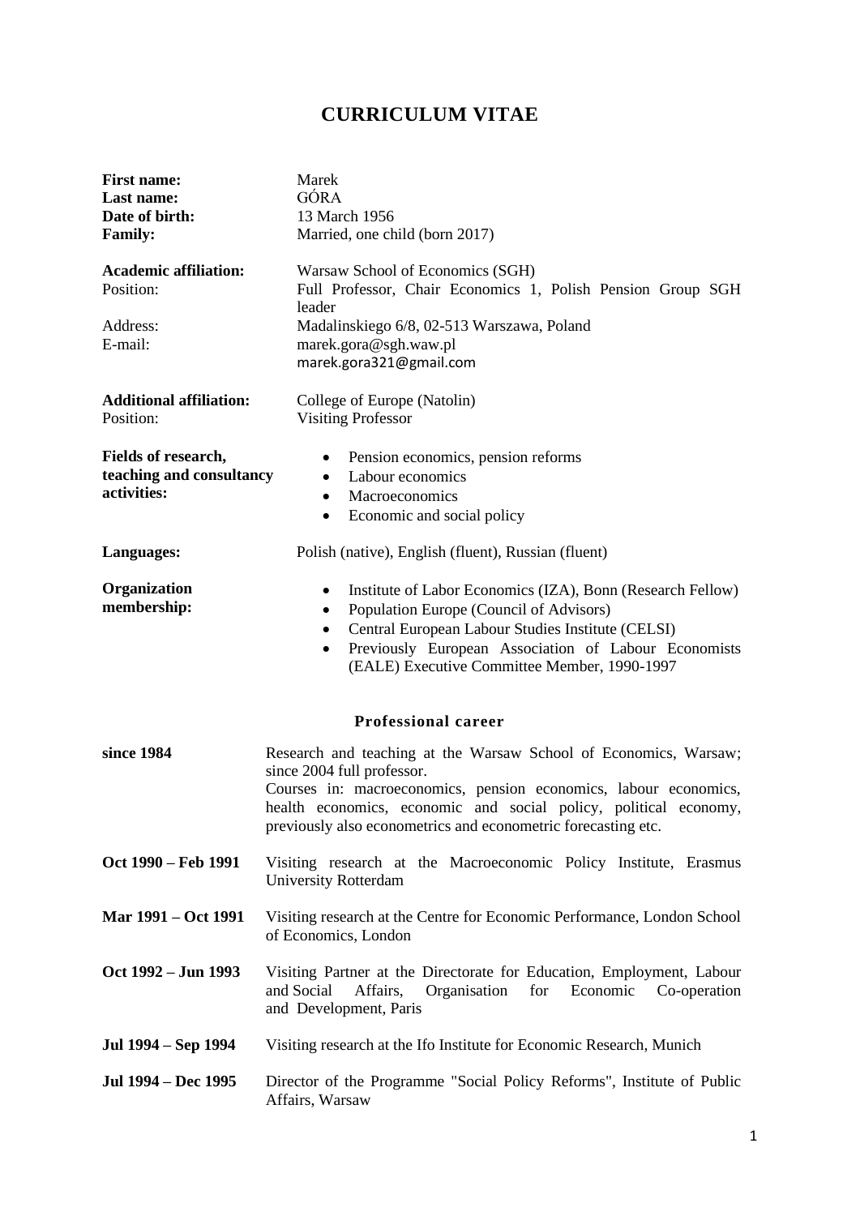# CURRICULUM VITAE

**First name:** Marek
**Last name:** GÓRA
**Date of birth:** 13 March 1956
**Family:** Married, one child (born 2017)

**Academic affiliation:** Warsaw School of Economics (SGH)
Position: Full Professor, Chair Economics 1, Polish Pension Group SGH leader
Address: Madalinskiego 6/8, 02-513 Warszawa, Poland
E-mail: marek.gora@sgh.waw.pl
marek.gora321@gmail.com

**Additional affiliation:** College of Europe (Natolin)
Position: Visiting Professor

**Fields of research, teaching and consultancy activities:**

- Pension economics, pension reforms
- Labour economics
- Macroeconomics
- Economic and social policy

**Languages:** Polish (native), English (fluent), Russian (fluent)

**Organization membership:**

- Institute of Labor Economics (IZA), Bonn (Research Fellow)
- Population Europe (Council of Advisors)
- Central European Labour Studies Institute (CELSI)
- Previously European Association of Labour Economists (EALE) Executive Committee Member, 1990-1997

## Professional career

**since 1984** Research and teaching at the Warsaw School of Economics, Warsaw; since 2004 full professor.
Courses in: macroeconomics, pension economics, labour economics, health economics, economic and social policy, political economy, previously also econometrics and econometric forecasting etc.

**Oct 1990 – Feb 1991** Visiting research at the Macroeconomic Policy Institute, Erasmus University Rotterdam

**Mar 1991 – Oct 1991** Visiting research at the Centre for Economic Performance, London School of Economics, London

**Oct 1992 – Jun 1993** Visiting Partner at the Directorate for Education, Employment, Labour and Social Affairs, Organisation for Economic Co-operation and Development, Paris

**Jul 1994 – Sep 1994** Visiting research at the Ifo Institute for Economic Research, Munich

**Jul 1994 – Dec 1995** Director of the Programme "Social Policy Reforms", Institute of Public Affairs, Warsaw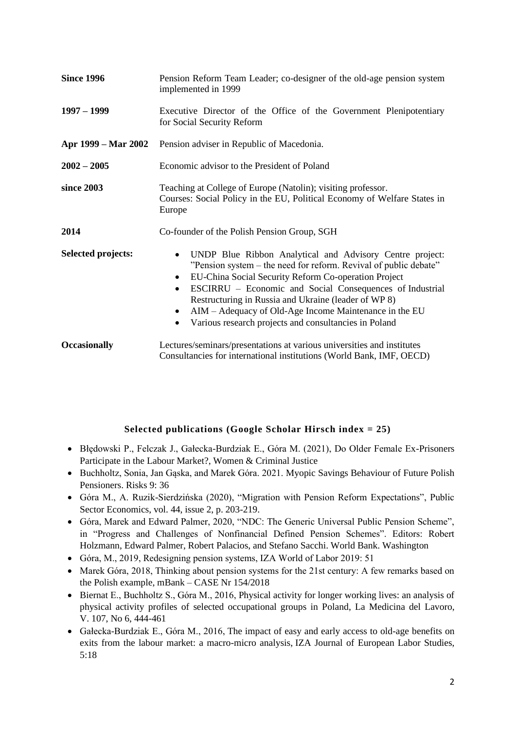| | |
|---|---|
| **Since 1996** | Pension Reform Team Leader; co-designer of the old-age pension system implemented in 1999 |
| **1997 – 1999** | Executive Director of the Office of the Government Plenipotentiary for Social Security Reform |
| **Apr 1999 – Mar 2002** | Pension adviser in Republic of Macedonia. |
| **2002 – 2005** | Economic advisor to the President of Poland |
| **since 2003** | Teaching at College of Europe (Natolin); visiting professor.<br>Courses: Social Policy in the EU, Political Economy of Welfare States in Europe |
| **2014** | Co-founder of the Polish Pension Group, SGH |
| **Selected projects:** | • UNDP Blue Ribbon Analytical and Advisory Centre project: "Pension system – the need for reform. Revival of public debate"<br>• EU-China Social Security Reform Co-operation Project<br>• ESCIRRU – Economic and Social Consequences of Industrial Restructuring in Russia and Ukraine (leader of WP 8)<br>• AIM – Adequacy of Old-Age Income Maintenance in the EU<br>• Various research projects and consultancies in Poland |
| **Occasionally** | Lectures/seminars/presentations at various universities and institutes<br>Consultancies for international institutions (World Bank, IMF, OECD) |

## Selected publications (Google Scholar Hirsch index = 25)

- Błędowski P., Felczak J., Gałecka-Burdziak E., Góra M. (2021), Do Older Female Ex-Prisoners Participate in the Labour Market?, Women & Criminal Justice
- Buchholtz, Sonia, Jan Gąska, and Marek Góra. 2021. Myopic Savings Behaviour of Future Polish Pensioners. Risks 9: 36
- Góra M., A. Ruzik-Sierdzińska (2020), "Migration with Pension Reform Expectations", Public Sector Economics, vol. 44, issue 2, p. 203-219.
- Góra, Marek and Edward Palmer, 2020, "NDC: The Generic Universal Public Pension Scheme", in "Progress and Challenges of Nonfinancial Defined Pension Schemes". Editors: Robert Holzmann, Edward Palmer, Robert Palacios, and Stefano Sacchi. World Bank. Washington
- Góra, M., 2019, Redesigning pension systems, IZA World of Labor 2019: 51
- Marek Góra, 2018, Thinking about pension systems for the 21st century: A few remarks based on the Polish example, mBank – CASE Nr 154/2018
- Biernat E., Buchholtz S., Góra M., 2016, Physical activity for longer working lives: an analysis of physical activity profiles of selected occupational groups in Poland, La Medicina del Lavoro, V. 107, No 6, 444-461
- Gałecka-Burdziak E., Góra M., 2016, The impact of easy and early access to old-age benefits on exits from the labour market: a macro-micro analysis, IZA Journal of European Labor Studies, 5:18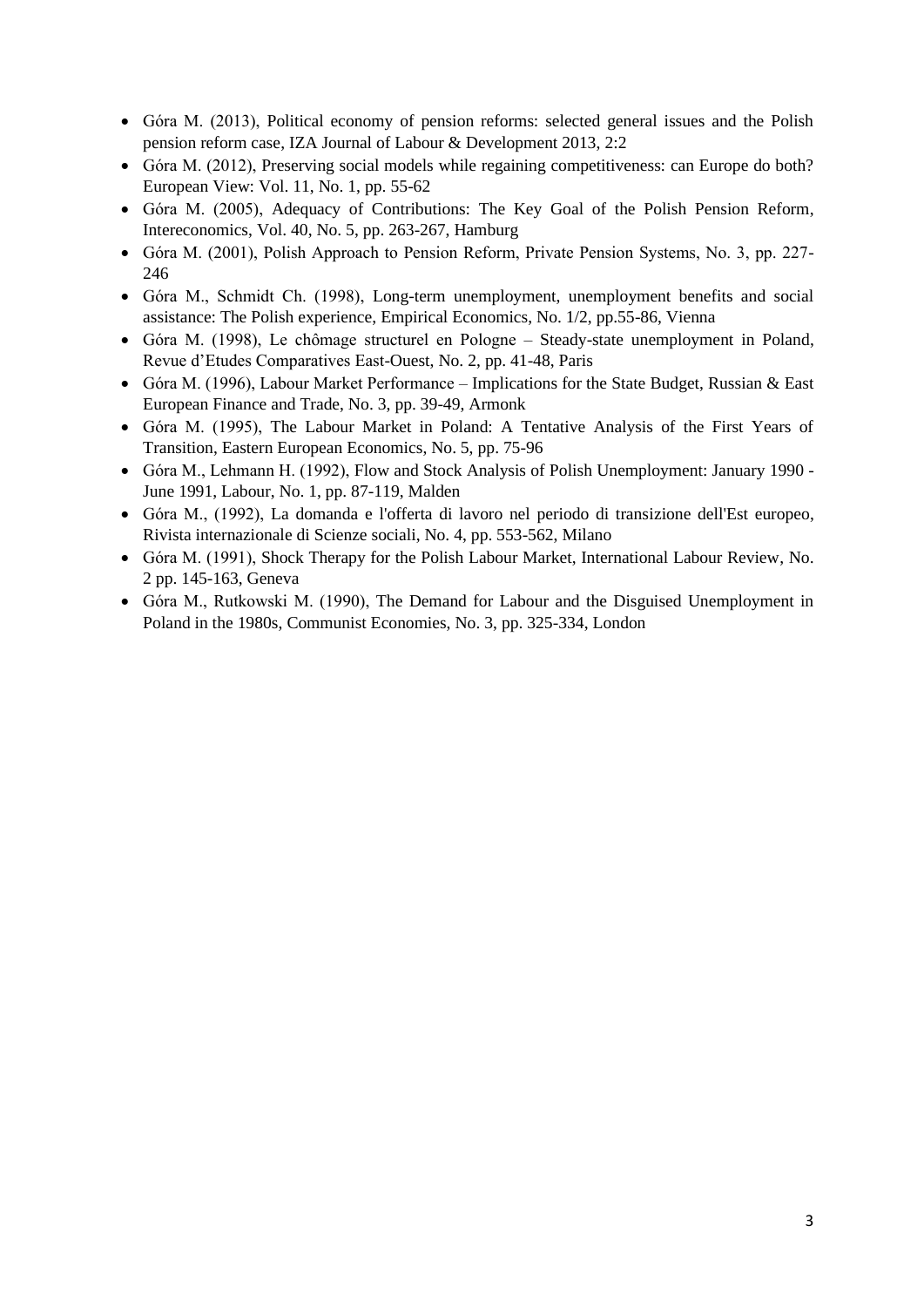- Góra M. (2013), Political economy of pension reforms: selected general issues and the Polish pension reform case, IZA Journal of Labour & Development 2013, 2:2
- Góra M. (2012), Preserving social models while regaining competitiveness: can Europe do both? European View: Vol. 11, No. 1, pp. 55-62
- Góra M. (2005), Adequacy of Contributions: The Key Goal of the Polish Pension Reform, Intereconomics, Vol. 40, No. 5, pp. 263-267, Hamburg
- Góra M. (2001), Polish Approach to Pension Reform, Private Pension Systems, No. 3, pp. 227-246
- Góra M., Schmidt Ch. (1998), Long-term unemployment, unemployment benefits and social assistance: The Polish experience, Empirical Economics, No. 1/2, pp.55-86, Vienna
- Góra M. (1998), Le chômage structurel en Pologne – Steady-state unemployment in Poland, Revue d'Etudes Comparatives East-Ouest, No. 2, pp. 41-48, Paris
- Góra M. (1996), Labour Market Performance – Implications for the State Budget, Russian & East European Finance and Trade, No. 3, pp. 39-49, Armonk
- Góra M. (1995), The Labour Market in Poland: A Tentative Analysis of the First Years of Transition, Eastern European Economics, No. 5, pp. 75-96
- Góra M., Lehmann H. (1992), Flow and Stock Analysis of Polish Unemployment: January 1990 - June 1991, Labour, No. 1, pp. 87-119, Malden
- Góra M., (1992), La domanda e l'offerta di lavoro nel periodo di transizione dell'Est europeo, Rivista internazionale di Scienze sociali, No. 4, pp. 553-562, Milano
- Góra M. (1991), Shock Therapy for the Polish Labour Market, International Labour Review, No. 2 pp. 145-163, Geneva
- Góra M., Rutkowski M. (1990), The Demand for Labour and the Disguised Unemployment in Poland in the 1980s, Communist Economies, No. 3, pp. 325-334, London